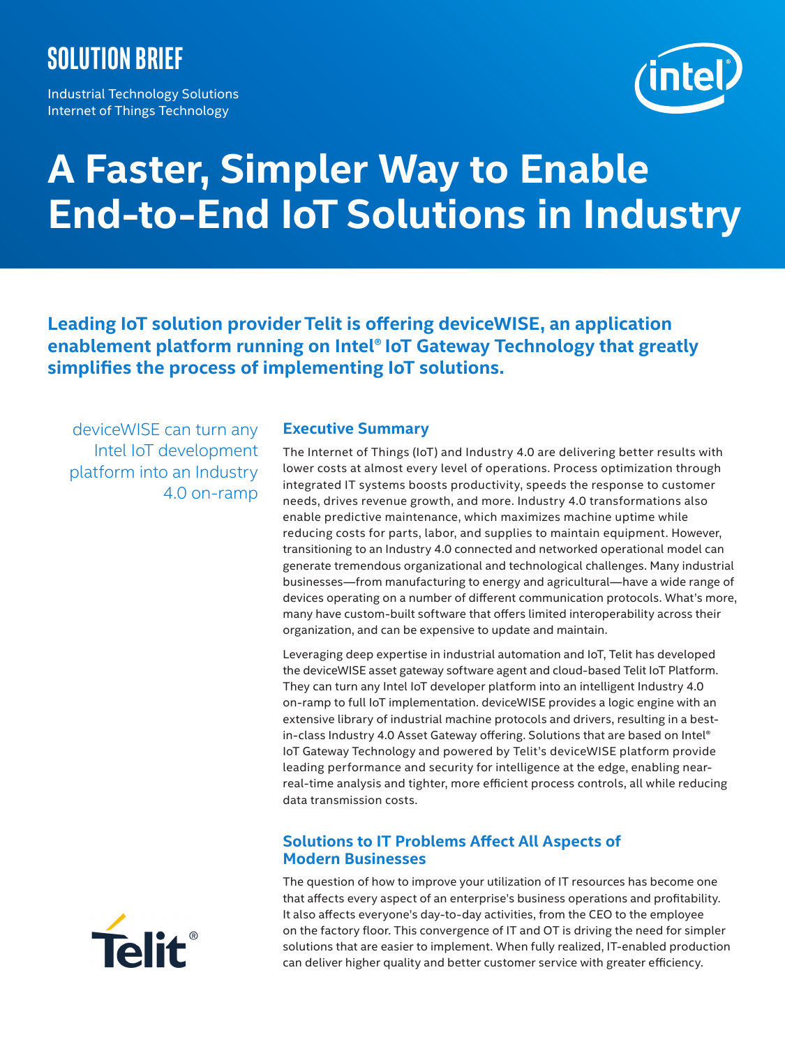SOLUTION BRIEF

Industrial Technology Solutions
Internet of Things Technology

# A Faster, Simpler Way to Enable End-to-End IoT Solutions in Industry

**Leading IoT solution provider Telit is offering deviceWISE, an application enablement platform running on Intel® IoT Gateway Technology that greatly simplifies the process of implementing IoT solutions.**

deviceWISE can turn any Intel IoT development platform into an Industry 4.0 on-ramp

## Executive Summary

The Internet of Things (IoT) and Industry 4.0 are delivering better results with lower costs at almost every level of operations. Process optimization through integrated IT systems boosts productivity, speeds the response to customer needs, drives revenue growth, and more. Industry 4.0 transformations also enable predictive maintenance, which maximizes machine uptime while reducing costs for parts, labor, and supplies to maintain equipment. However, transitioning to an Industry 4.0 connected and networked operational model can generate tremendous organizational and technological challenges. Many industrial businesses—from manufacturing to energy and agricultural—have a wide range of devices operating on a number of different communication protocols. What's more, many have custom-built software that offers limited interoperability across their organization, and can be expensive to update and maintain.

Leveraging deep expertise in industrial automation and IoT, Telit has developed the deviceWISE asset gateway software agent and cloud-based Telit IoT Platform. They can turn any Intel IoT developer platform into an intelligent Industry 4.0 on-ramp to full IoT implementation. deviceWISE provides a logic engine with an extensive library of industrial machine protocols and drivers, resulting in a best-in-class Industry 4.0 Asset Gateway offering. Solutions that are based on Intel® IoT Gateway Technology and powered by Telit's deviceWISE platform provide leading performance and security for intelligence at the edge, enabling near-real-time analysis and tighter, more efficient process controls, all while reducing data transmission costs.

## Solutions to IT Problems Affect All Aspects of Modern Businesses

The question of how to improve your utilization of IT resources has become one that affects every aspect of an enterprise's business operations and profitability. It also affects everyone's day-to-day activities, from the CEO to the employee on the factory floor. This convergence of IT and OT is driving the need for simpler solutions that are easier to implement. When fully realized, IT-enabled production can deliver higher quality and better customer service with greater efficiency.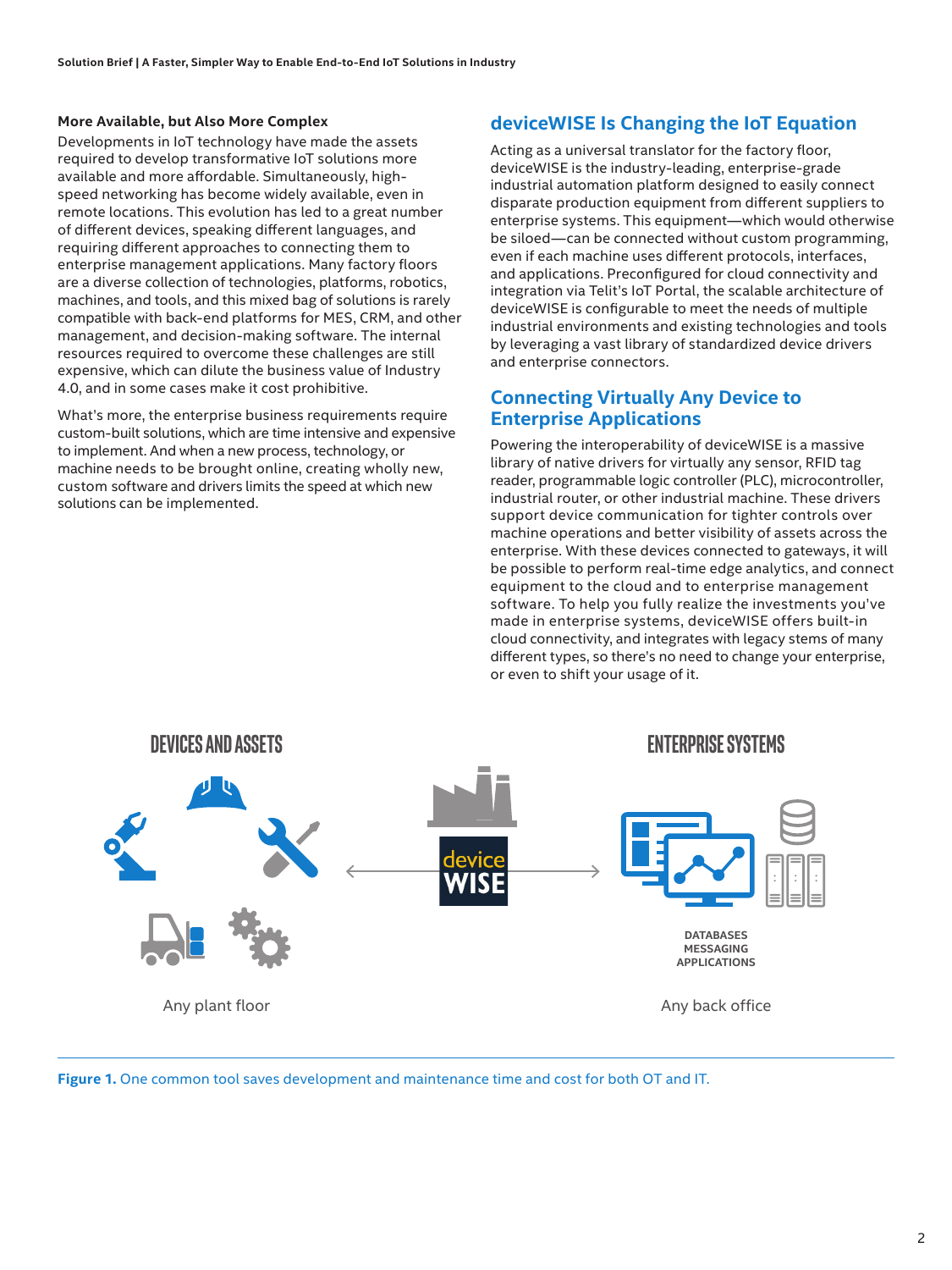### More Available, but Also More Complex

Developments in IoT technology have made the assets required to develop transformative IoT solutions more available and more affordable. Simultaneously, high-speed networking has become widely available, even in remote locations. This evolution has led to a great number of different devices, speaking different languages, and requiring different approaches to connecting them to enterprise management applications. Many factory floors are a diverse collection of technologies, platforms, robotics, machines, and tools, and this mixed bag of solutions is rarely compatible with back-end platforms for MES, CRM, and other management, and decision-making software. The internal resources required to overcome these challenges are still expensive, which can dilute the business value of Industry 4.0, and in some cases make it cost prohibitive.

What's more, the enterprise business requirements require custom-built solutions, which are time intensive and expensive to implement. And when a new process, technology, or machine needs to be brought online, creating wholly new, custom software and drivers limits the speed at which new solutions can be implemented.

## deviceWISE Is Changing the IoT Equation

Acting as a universal translator for the factory floor, deviceWISE is the industry-leading, enterprise-grade industrial automation platform designed to easily connect disparate production equipment from different suppliers to enterprise systems. This equipment—which would otherwise be siloed—can be connected without custom programming, even if each machine uses different protocols, interfaces, and applications. Preconfigured for cloud connectivity and integration via Telit's IoT Portal, the scalable architecture of deviceWISE is configurable to meet the needs of multiple industrial environments and existing technologies and tools by leveraging a vast library of standardized device drivers and enterprise connectors.

## Connecting Virtually Any Device to Enterprise Applications

Powering the interoperability of deviceWISE is a massive library of native drivers for virtually any sensor, RFID tag reader, programmable logic controller (PLC), microcontroller, industrial router, or other industrial machine. These drivers support device communication for tighter controls over machine operations and better visibility of assets across the enterprise. With these devices connected to gateways, it will be possible to perform real-time edge analytics, and connect equipment to the cloud and to enterprise management software. To help you fully realize the investments you've made in enterprise systems, deviceWISE offers built-in cloud connectivity, and integrates with legacy stems of many different types, so there's no need to change your enterprise, or even to shift your usage of it.

DEVICES AND ASSETS

ENTERPRISE SYSTEMS

device WISE

DATABASES
MESSAGING
APPLICATIONS

Any plant floor

Any back office

**Figure 1.** One common tool saves development and maintenance time and cost for both OT and IT.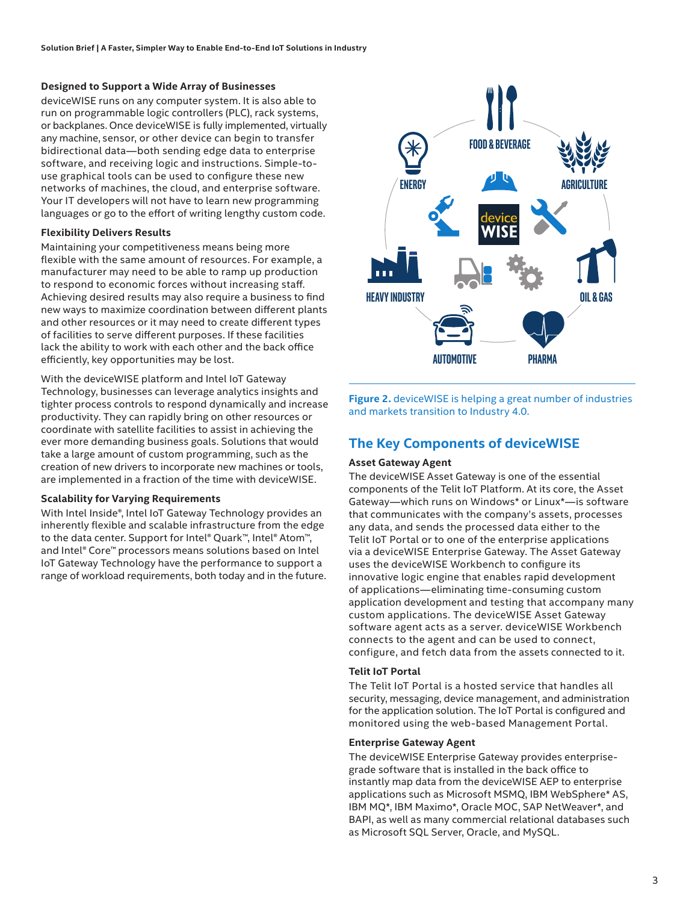### Designed to Support a Wide Array of Businesses

deviceWISE runs on any computer system. It is also able to run on programmable logic controllers (PLC), rack systems, or backplanes. Once deviceWISE is fully implemented, virtually any machine, sensor, or other device can begin to transfer bidirectional data—both sending edge data to enterprise software, and receiving logic and instructions. Simple-to-use graphical tools can be used to configure these new networks of machines, the cloud, and enterprise software. Your IT developers will not have to learn new programming languages or go to the effort of writing lengthy custom code.

### Flexibility Delivers Results

Maintaining your competitiveness means being more flexible with the same amount of resources. For example, a manufacturer may need to be able to ramp up production to respond to economic forces without increasing staff. Achieving desired results may also require a business to find new ways to maximize coordination between different plants and other resources or it may need to create different types of facilities to serve different purposes. If these facilities lack the ability to work with each other and the back office efficiently, key opportunities may be lost.

With the deviceWISE platform and Intel IoT Gateway Technology, businesses can leverage analytics insights and tighter process controls to respond dynamically and increase productivity. They can rapidly bring on other resources or coordinate with satellite facilities to assist in achieving the ever more demanding business goals. Solutions that would take a large amount of custom programming, such as the creation of new drivers to incorporate new machines or tools, are implemented in a fraction of the time with deviceWISE.

### Scalability for Varying Requirements

With Intel Inside®, Intel IoT Gateway Technology provides an inherently flexible and scalable infrastructure from the edge to the data center. Support for Intel® Quark™, Intel® Atom™, and Intel® Core™ processors means solutions based on Intel IoT Gateway Technology have the performance to support a range of workload requirements, both today and in the future.

FOOD & BEVERAGE | AGRICULTURE | ENERGY | HEAVY INDUSTRY | OIL & GAS | AUTOMOTIVE | PHARMA | device WISE

**Figure 2.** deviceWISE is helping a great number of industries and markets transition to Industry 4.0.

## The Key Components of deviceWISE

### Asset Gateway Agent

The deviceWISE Asset Gateway is one of the essential components of the Telit IoT Platform. At its core, the Asset Gateway—which runs on Windows* or Linux*—is software that communicates with the company's assets, processes any data, and sends the processed data either to the Telit IoT Portal or to one of the enterprise applications via a deviceWISE Enterprise Gateway. The Asset Gateway uses the deviceWISE Workbench to configure its innovative logic engine that enables rapid development of applications—eliminating time-consuming custom application development and testing that accompany many custom applications. The deviceWISE Asset Gateway software agent acts as a server. deviceWISE Workbench connects to the agent and can be used to connect, configure, and fetch data from the assets connected to it.

### Telit IoT Portal

The Telit IoT Portal is a hosted service that handles all security, messaging, device management, and administration for the application solution. The IoT Portal is configured and monitored using the web-based Management Portal.

### Enterprise Gateway Agent

The deviceWISE Enterprise Gateway provides enterprise-grade software that is installed in the back office to instantly map data from the deviceWISE AEP to enterprise applications such as Microsoft MSMQ, IBM WebSphere* AS, IBM MQ*, IBM Maximo*, Oracle MOC, SAP NetWeaver*, and BAPI, as well as many commercial relational databases such as Microsoft SQL Server, Oracle, and MySQL.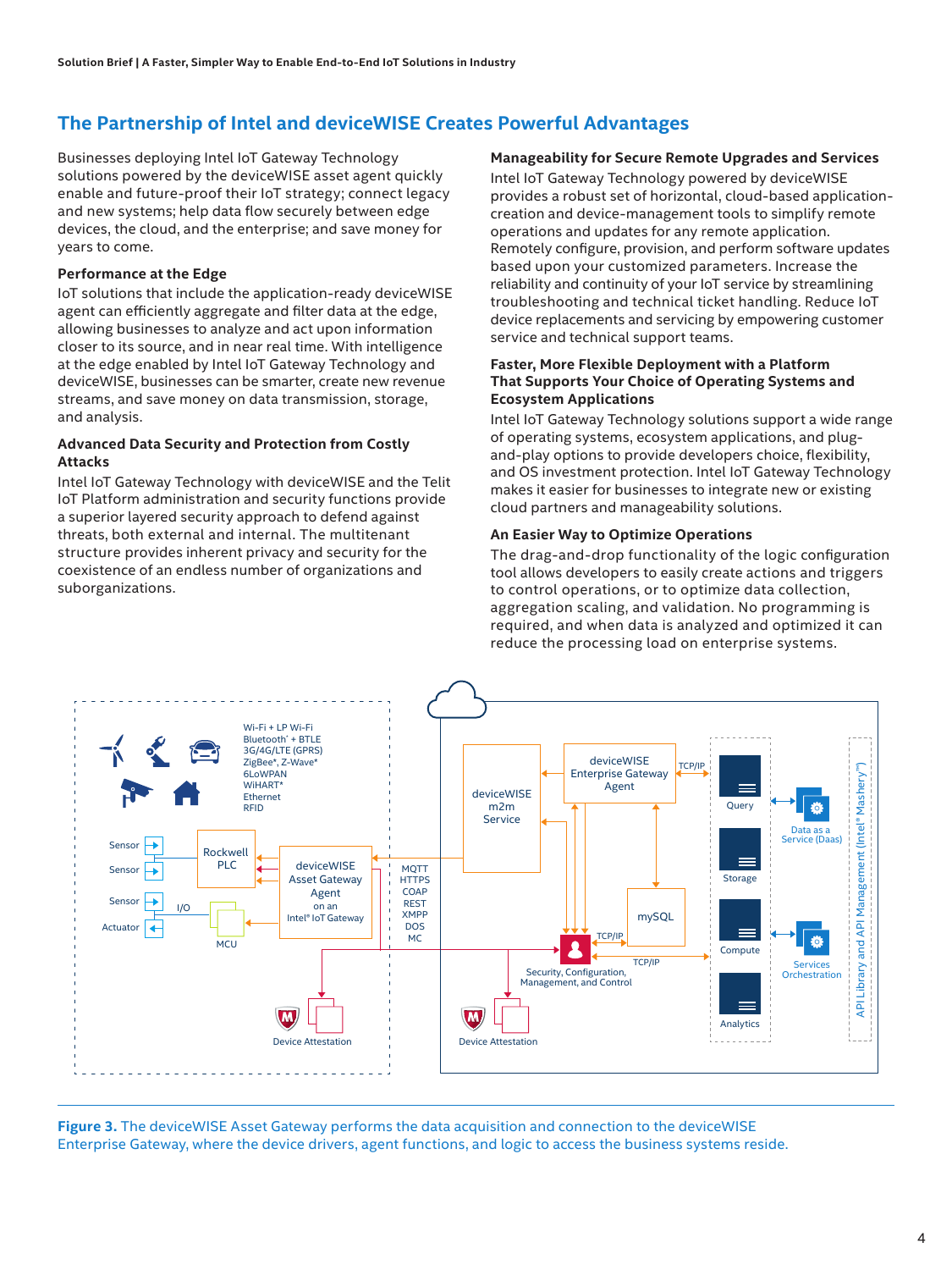## The Partnership of Intel and deviceWISE Creates Powerful Advantages

Businesses deploying Intel IoT Gateway Technology solutions powered by the deviceWISE asset agent quickly enable and future-proof their IoT strategy; connect legacy and new systems; help data flow securely between edge devices, the cloud, and the enterprise; and save money for years to come.

### Performance at the Edge

IoT solutions that include the application-ready deviceWISE agent can efficiently aggregate and filter data at the edge, allowing businesses to analyze and act upon information closer to its source, and in near real time. With intelligence at the edge enabled by Intel IoT Gateway Technology and deviceWISE, businesses can be smarter, create new revenue streams, and save money on data transmission, storage, and analysis.

### Advanced Data Security and Protection from Costly Attacks

Intel IoT Gateway Technology with deviceWISE and the Telit IoT Platform administration and security functions provide a superior layered security approach to defend against threats, both external and internal. The multitenant structure provides inherent privacy and security for the coexistence of an endless number of organizations and suborganizations.

### Manageability for Secure Remote Upgrades and Services

Intel IoT Gateway Technology powered by deviceWISE provides a robust set of horizontal, cloud-based application-creation and device-management tools to simplify remote operations and updates for any remote application. Remotely configure, provision, and perform software updates based upon your customized parameters. Increase the reliability and continuity of your IoT service by streamlining troubleshooting and technical ticket handling. Reduce IoT device replacements and servicing by empowering customer service and technical support teams.

### Faster, More Flexible Deployment with a Platform That Supports Your Choice of Operating Systems and Ecosystem Applications

Intel IoT Gateway Technology solutions support a wide range of operating systems, ecosystem applications, and plug-and-play options to provide developers choice, flexibility, and OS investment protection. Intel IoT Gateway Technology makes it easier for businesses to integrate new or existing cloud partners and manageability solutions.

### An Easier Way to Optimize Operations

The drag-and-drop functionality of the logic configuration tool allows developers to easily create actions and triggers to control operations, or to optimize data collection, aggregation scaling, and validation. No programming is required, and when data is analyzed and optimized it can reduce the processing load on enterprise systems.

**Figure 3.** The deviceWISE Asset Gateway performs the data acquisition and connection to the deviceWISE Enterprise Gateway, where the device drivers, agent functions, and logic to access the business systems reside.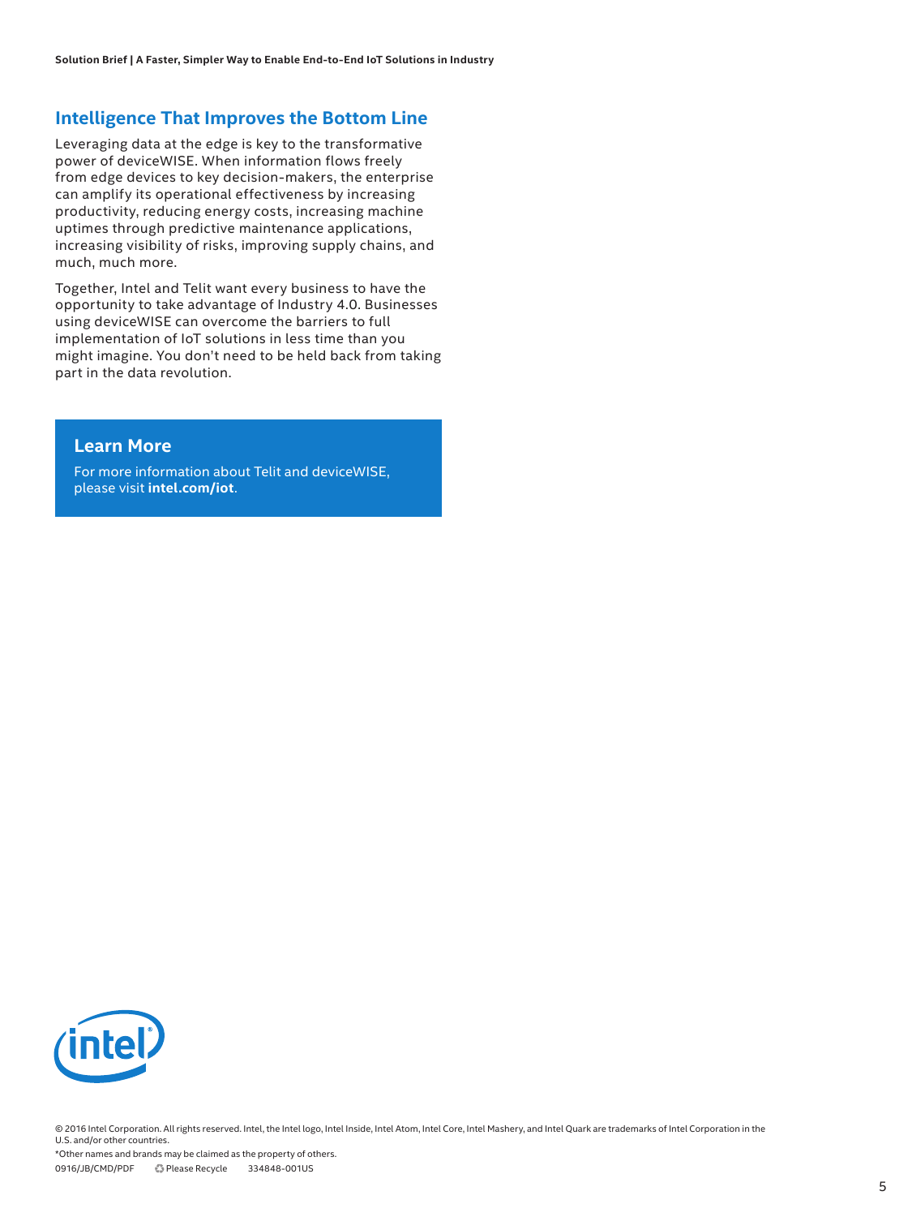## Intelligence That Improves the Bottom Line

Leveraging data at the edge is key to the transformative power of deviceWISE. When information flows freely from edge devices to key decision-makers, the enterprise can amplify its operational effectiveness by increasing productivity, reducing energy costs, increasing machine uptimes through predictive maintenance applications, increasing visibility of risks, improving supply chains, and much, much more.

Together, Intel and Telit want every business to have the opportunity to take advantage of Industry 4.0. Businesses using deviceWISE can overcome the barriers to full implementation of IoT solutions in less time than you might imagine. You don't need to be held back from taking part in the data revolution.

### Learn More

For more information about Telit and deviceWISE, please visit **intel.com/iot**.

© 2016 Intel Corporation. All rights reserved. Intel, the Intel logo, Intel Inside, Intel Atom, Intel Core, Intel Mashery, and Intel Quark are trademarks of Intel Corporation in the U.S. and/or other countries.

*Other names and brands may be claimed as the property of others.

0916/JB/CMD/PDF Please Recycle 334848-001US